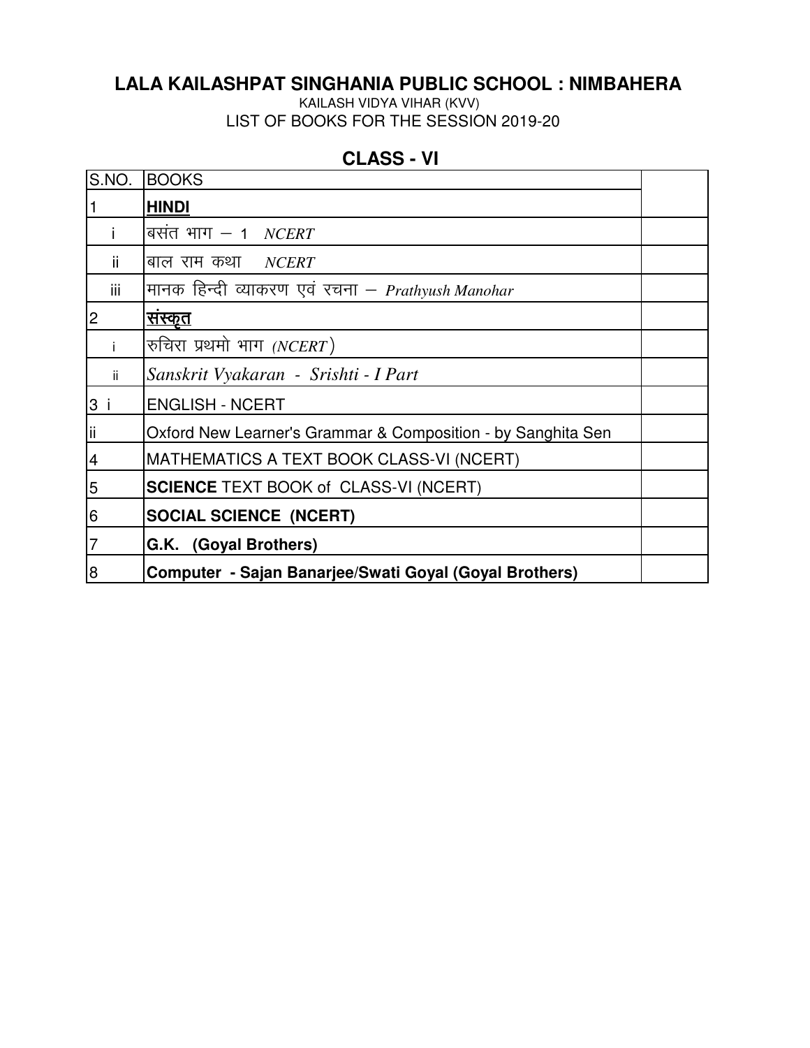# LALA KAILASHPAT SINGHANIA PUBLIC SCHOOL : NIMBAHERA

KAILASH VIDYA VIHAR (KVV)

LIST OF BOOKS FOR THE SESSION 2019-20

## CLASS - VI

| S.NO. | BOOKS | |
|---|---|---|
| 1 | **HINDI** | |
| i | बसंत भाग – 1 *NCERT* | |
| ii | बाल राम कथा *NCERT* | |
| iii | मानक हिन्दी व्याकरण एवं रचना – *Prathyush Manohar* | |
| 2 | **संस्कृत** | |
| i | रुचिरा प्रथमो भाग *(NCERT)* | |
| ii | *Sanskrit Vyakaran - Srishti - I Part* | |
| 3 i | ENGLISH - NCERT | |
| ii | Oxford New Learner's Grammar & Composition - by Sanghita Sen | |
| 4 | MATHEMATICS A TEXT BOOK CLASS-VI (NCERT) | |
| 5 | **SCIENCE** TEXT BOOK of CLASS-VI (NCERT) | |
| 6 | **SOCIAL SCIENCE (NCERT)** | |
| 7 | **G.K. (Goyal Brothers)** | |
| 8 | **Computer - Sajan Banarjee/Swati Goyal (Goyal Brothers)** | |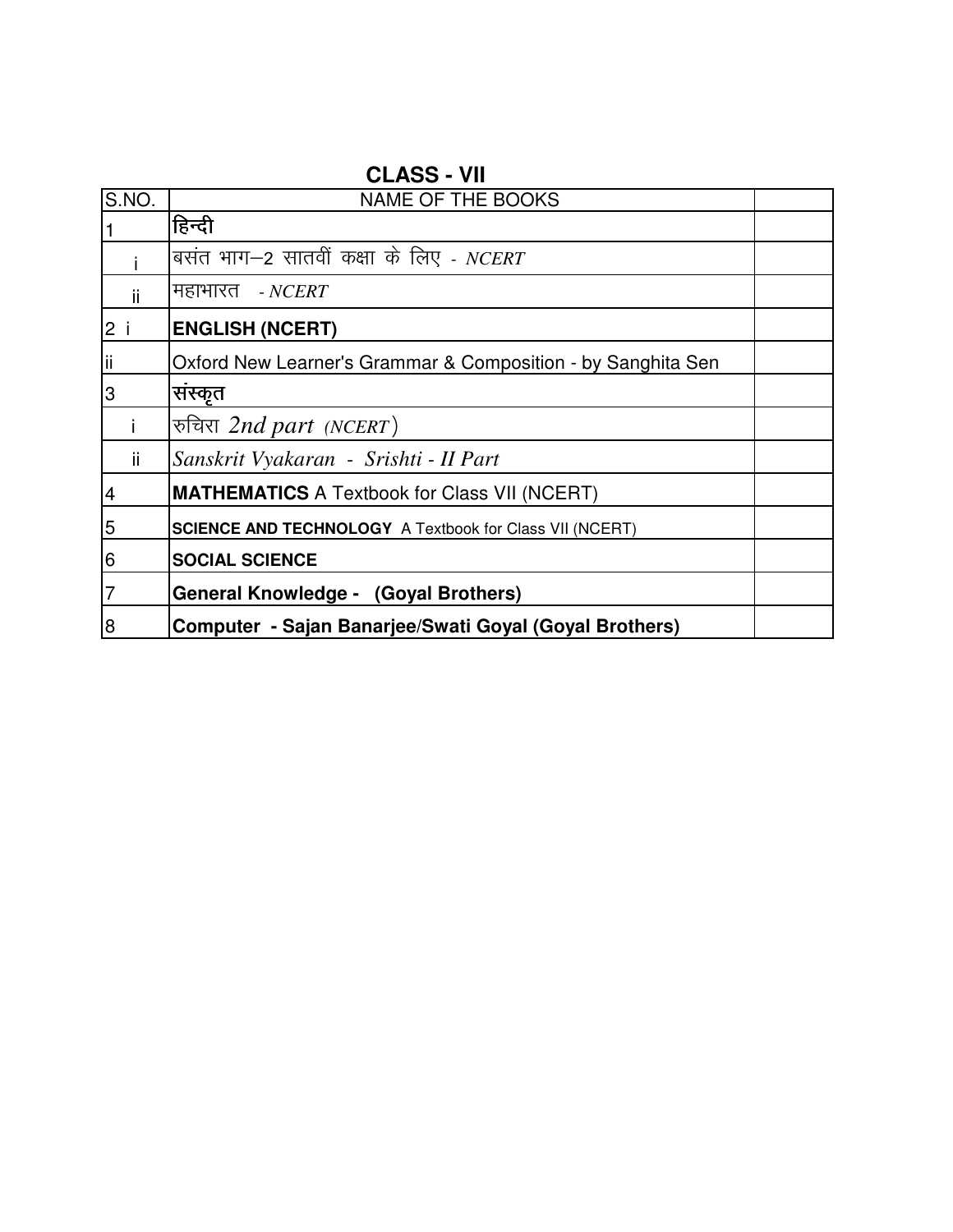## CLASS - VII

| S.NO. | NAME OF THE BOOKS | |
|---|---|---|
| 1 | **हिन्दी** | |
| i | बसंत भाग–2 सातवीं कक्षा के लिए - *NCERT* | |
| ii | महाभारत - *NCERT* | |
| 2 i | **ENGLISH (NCERT)** | |
| ii | Oxford New Learner's Grammar & Composition - by Sanghita Sen | |
| 3 | **संस्कृत** | |
| i | रुचिरा *2nd part (NCERT)* | |
| ii | *Sanskrit Vyakaran - Srishti - II Part* | |
| 4 | **MATHEMATICS** A Textbook for Class VII (NCERT) | |
| 5 | **SCIENCE AND TECHNOLOGY** A Textbook for Class VII (NCERT) | |
| 6 | **SOCIAL SCIENCE** | |
| 7 | **General Knowledge - (Goyal Brothers)** | |
| 8 | **Computer - Sajan Banarjee/Swati Goyal (Goyal Brothers)** | |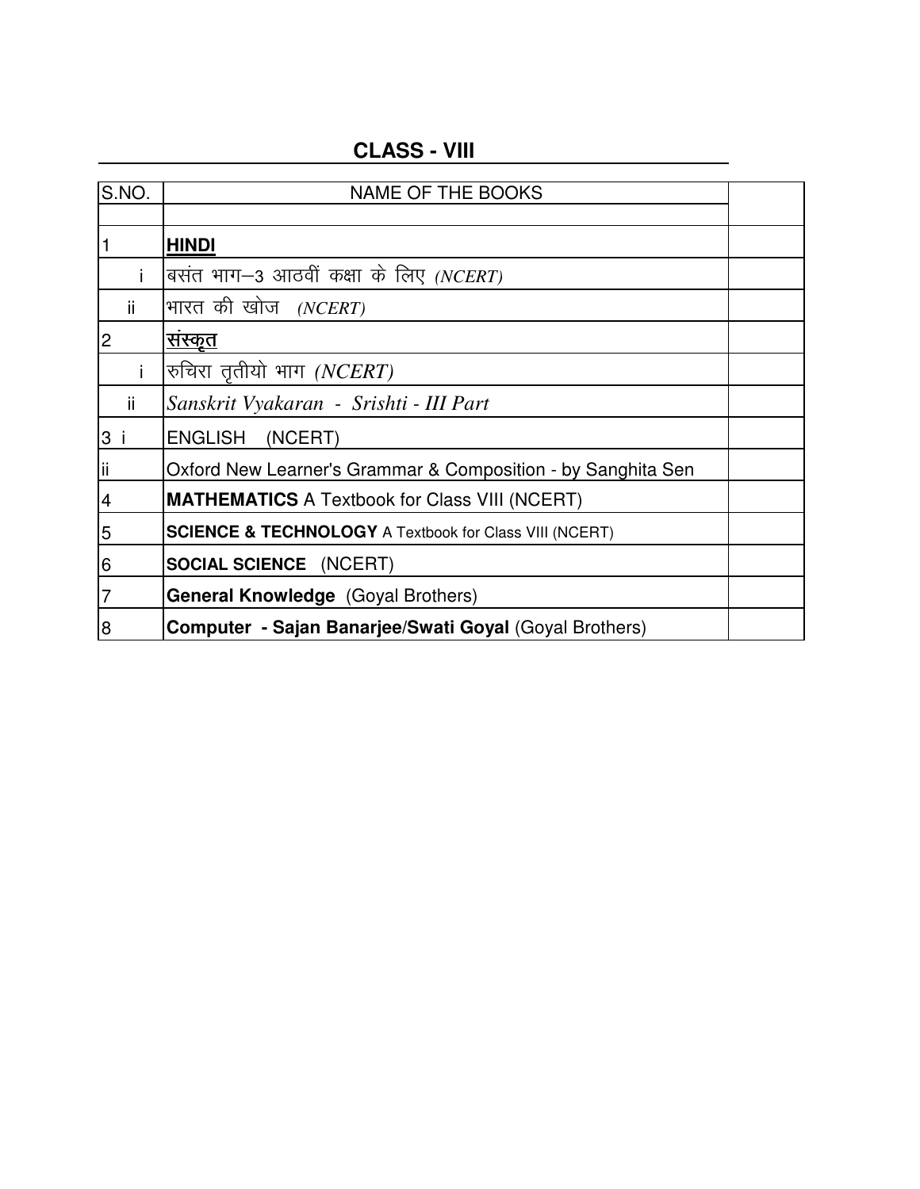## CLASS - VIII

| S.NO. | NAME OF THE BOOKS | |
|---|---|---|
| | | |
| 1 | **HINDI** | |
| i | बसंत भाग–3 आठवीं कक्षा के लिए *(NCERT)* | |
| ii | भारत की खोज *(NCERT)* | |
| 2 | **संस्कृत** | |
| i | रुचिरा तृतीयो भाग *(NCERT)* | |
| ii | *Sanskrit Vyakaran - Srishti - III Part* | |
| 3 i | ENGLISH (NCERT) | |
| ii | Oxford New Learner's Grammar & Composition - by Sanghita Sen | |
| 4 | **MATHEMATICS** A Textbook for Class VIII (NCERT) | |
| 5 | **SCIENCE & TECHNOLOGY** A Textbook for Class VIII (NCERT) | |
| 6 | **SOCIAL SCIENCE** (NCERT) | |
| 7 | **General Knowledge** (Goyal Brothers) | |
| 8 | **Computer - Sajan Banarjee/Swati Goyal** (Goyal Brothers) | |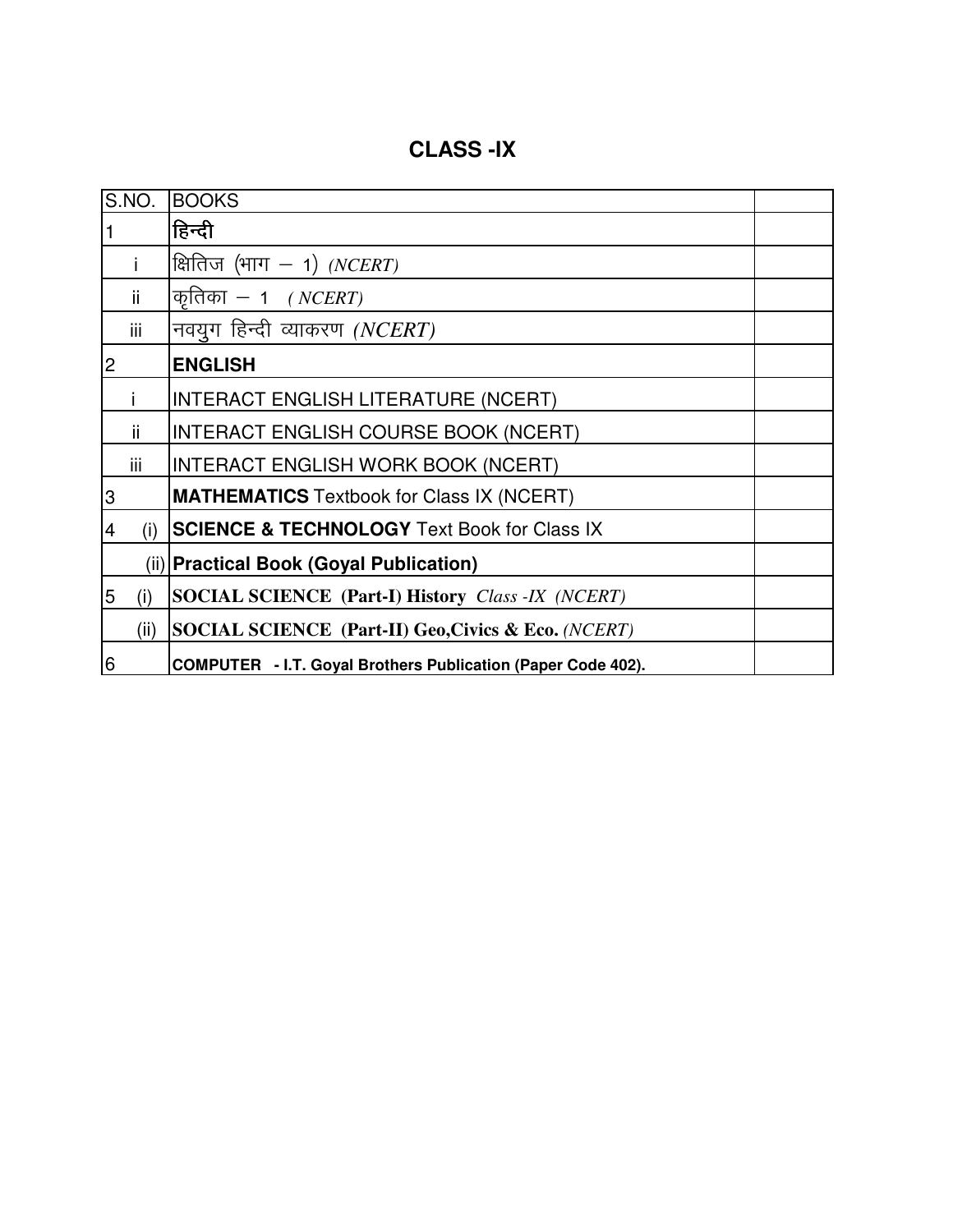# CLASS -IX

| S.NO. | BOOKS | |
|---|---|---|
| 1 | **हिन्दी** | |
| i | क्षितिज (भाग – 1) *(NCERT)* | |
| ii | कृतिका – 1 *( NCERT)* | |
| iii | नवयुग हिन्दी व्याकरण *(NCERT)* | |
| 2 | **ENGLISH** | |
| i | INTERACT ENGLISH LITERATURE (NCERT) | |
| ii | INTERACT ENGLISH COURSE BOOK (NCERT) | |
| iii | INTERACT ENGLISH WORK BOOK (NCERT) | |
| 3 | **MATHEMATICS** Textbook for Class IX (NCERT) | |
| 4 (i) | **SCIENCE & TECHNOLOGY** Text Book for Class IX | |
| (ii) | **Practical Book (Goyal Publication)** | |
| 5 (i) | **SOCIAL SCIENCE (Part-I) History** *Class -IX (NCERT)* | |
| (ii) | **SOCIAL SCIENCE (Part-II) Geo,Civics & Eco.** *(NCERT)* | |
| 6 | **COMPUTER - I.T. Goyal Brothers Publication (Paper Code 402).** | |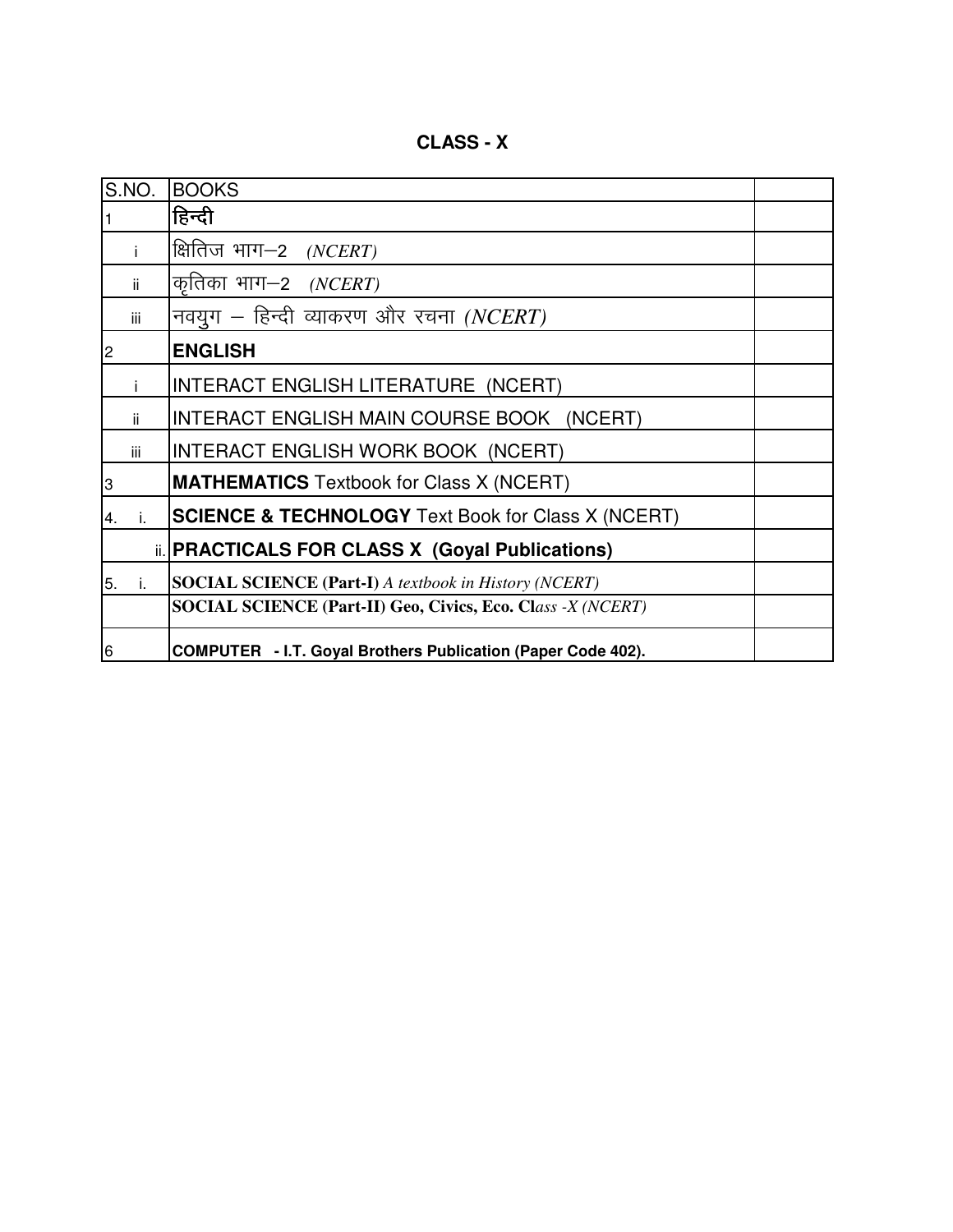# CLASS - X

| S.NO. | BOOKS | |
|---|---|---|
| 1 | **हिन्दी** | |
| i | क्षितिज भाग–2 *(NCERT)* | |
| ii | कृतिका भाग–2 *(NCERT)* | |
| iii | नवयुग – हिन्दी व्याकरण और रचना *(NCERT)* | |
| 2 | **ENGLISH** | |
| i | INTERACT ENGLISH LITERATURE (NCERT) | |
| ii | INTERACT ENGLISH MAIN COURSE BOOK (NCERT) | |
| iii | INTERACT ENGLISH WORK BOOK (NCERT) | |
| 3 | **MATHEMATICS** Textbook for Class X (NCERT) | |
| 4. i. | **SCIENCE & TECHNOLOGY** Text Book for Class X (NCERT) | |
| ii. | **PRACTICALS FOR CLASS X (Goyal Publications)** | |
| 5. i. | **SOCIAL SCIENCE (Part-I)** *A textbook in History (NCERT)* | |
| | **SOCIAL SCIENCE (Part-II) Geo, Civics, Eco. Cl***ass -X (NCERT)* | |
| 6 | **COMPUTER - I.T. Goyal Brothers Publication (Paper Code 402).** | |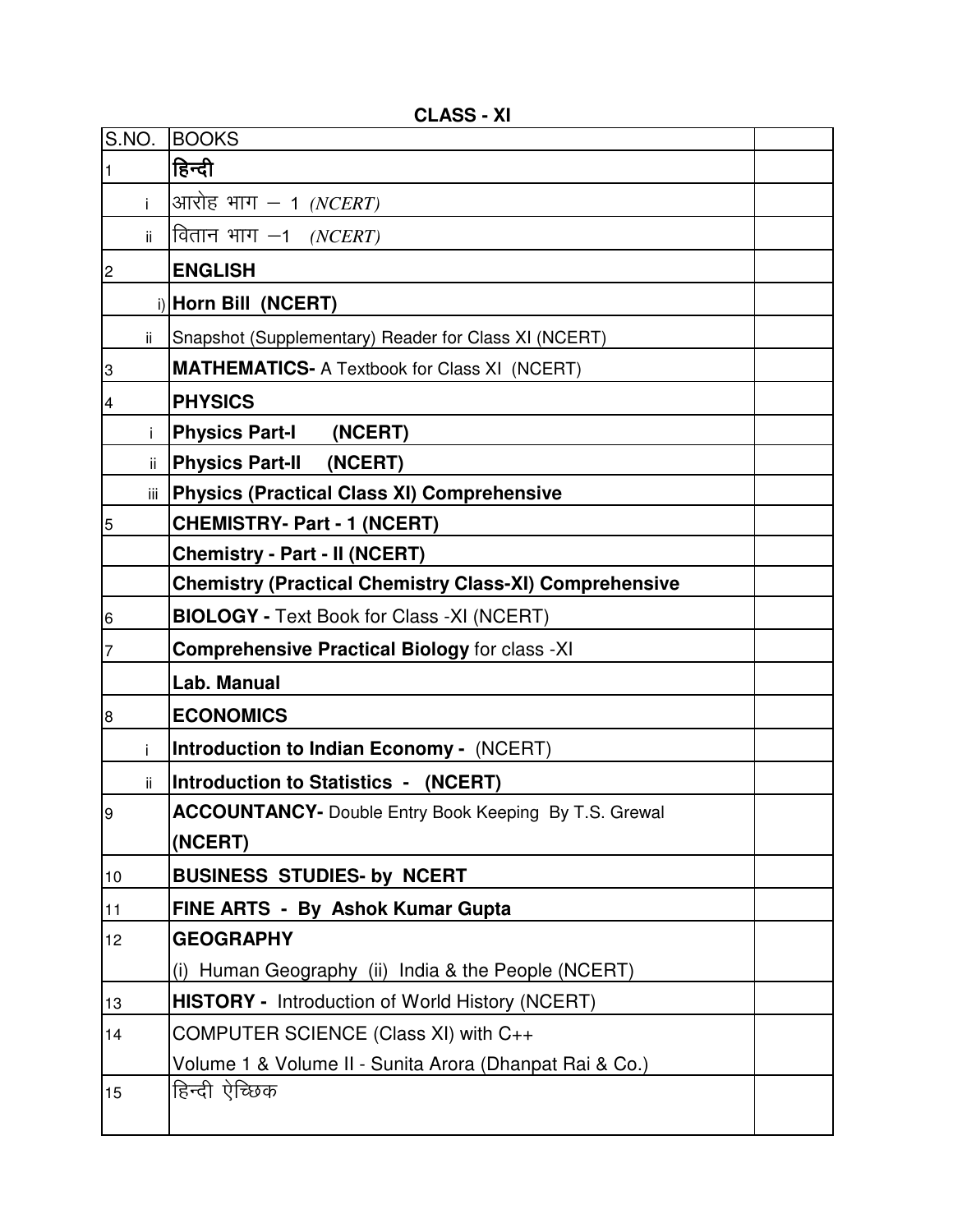## CLASS - XI

| S.NO. | BOOKS | |
|---|---|---|
| 1 | **हिन्दी** | |
| i | आरोह भाग – 1 *(NCERT)* | |
| ii | वितान भाग –1 *(NCERT)* | |
| 2 | **ENGLISH** | |
| i) | **Horn Bill (NCERT)** | |
| ii | Snapshot (Supplementary) Reader for Class XI (NCERT) | |
| 3 | **MATHEMATICS-** A Textbook for Class XI (NCERT) | |
| 4 | **PHYSICS** | |
| i | **Physics Part-I (NCERT)** | |
| ii | **Physics Part-II (NCERT)** | |
| iii | **Physics (Practical Class XI) Comprehensive** | |
| 5 | **CHEMISTRY- Part - 1 (NCERT)** | |
| | **Chemistry - Part - II (NCERT)** | |
| | **Chemistry (Practical Chemistry Class-XI) Comprehensive** | |
| 6 | **BIOLOGY -** Text Book for Class -XI (NCERT) | |
| 7 | **Comprehensive Practical Biology** for class -XI | |
| | **Lab. Manual** | |
| 8 | **ECONOMICS** | |
| i | **Introduction to Indian Economy -** (NCERT) | |
| ii | **Introduction to Statistics - (NCERT)** | |
| 9 | **ACCOUNTANCY-** Double Entry Book Keeping By T.S. Grewal **(NCERT)** | |
| 10 | **BUSINESS STUDIES- by NCERT** | |
| 11 | **FINE ARTS - By Ashok Kumar Gupta** | |
| 12 | **GEOGRAPHY** (i) Human Geography (ii) India & the People (NCERT) | |
| 13 | **HISTORY -** Introduction of World History (NCERT) | |
| 14 | COMPUTER SCIENCE (Class XI) with C++ Volume 1 & Volume II - Sunita Arora (Dhanpat Rai & Co.) | |
| 15 | हिन्दी ऐच्छिक | |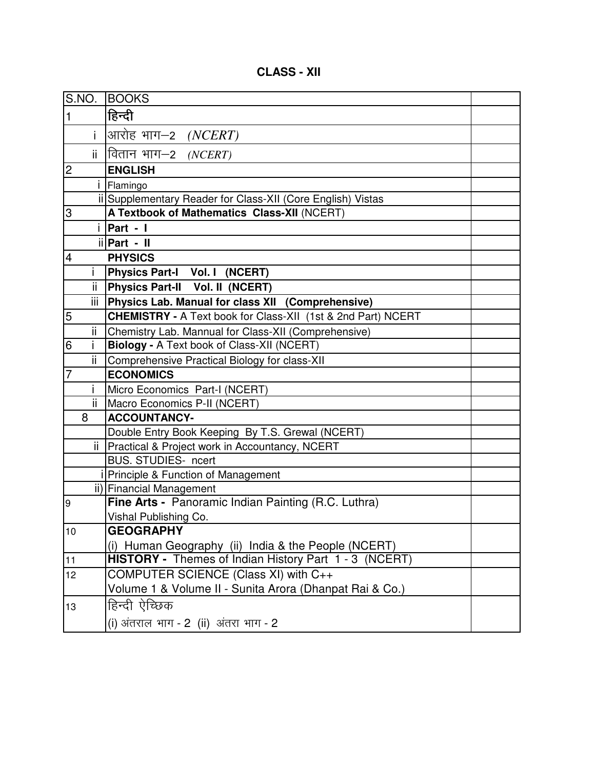## CLASS - XII

| S.NO. | BOOKS | |
|---|---|---|
| 1 | **हिन्दी** | |
| i | आरोह भाग–2 *(NCERT)* | |
| ii | वितान भाग–2 *(NCERT)* | |
| 2 | **ENGLISH** | |
| i | Flamingo | |
| ii | Supplementary Reader for Class-XII (Core English) Vistas | |
| 3 | **A Textbook of Mathematics Class-XII** (NCERT) | |
| i | **Part - I** | |
| ii | **Part - II** | |
| 4 | **PHYSICS** | |
| i | **Physics Part-I Vol. I (NCERT)** | |
| ii | **Physics Part-II Vol. II (NCERT)** | |
| iii | **Physics Lab. Manual for class XII (Comprehensive)** | |
| 5 | **CHEMISTRY -** A Text book for Class-XII (1st & 2nd Part) NCERT | |
| ii | Chemistry Lab. Mannual for Class-XII (Comprehensive) | |
| 6 i | **Biology -** A Text book of Class-XII (NCERT) | |
| ii | Comprehensive Practical Biology for class-XII | |
| 7 | **ECONOMICS** | |
| i | Micro Economics Part-I (NCERT) | |
| ii | Macro Economics P-II (NCERT) | |
| 8 | **ACCOUNTANCY-** | |
| | Double Entry Book Keeping By T.S. Grewal (NCERT) | |
| ii | Practical & Project work in Accountancy, NCERT | |
| | BUS. STUDIES- ncert | |
| i | Principle & Function of Management | |
| ii) | Financial Management | |
| 9 | **Fine Arts -** Panoramic Indian Painting (R.C. Luthra) Vishal Publishing Co. | |
| 10 | **GEOGRAPHY** (i) Human Geography (ii) India & the People (NCERT) | |
| 11 | **HISTORY -** Themes of Indian History Part 1 - 3 (NCERT) | |
| 12 | COMPUTER SCIENCE (Class XI) with C++ Volume 1 & Volume II - Sunita Arora (Dhanpat Rai & Co.) | |
| 13 | हिन्दी ऐच्छिक (i) अंतराल भाग - 2 (ii) अंतरा भाग - 2 | |